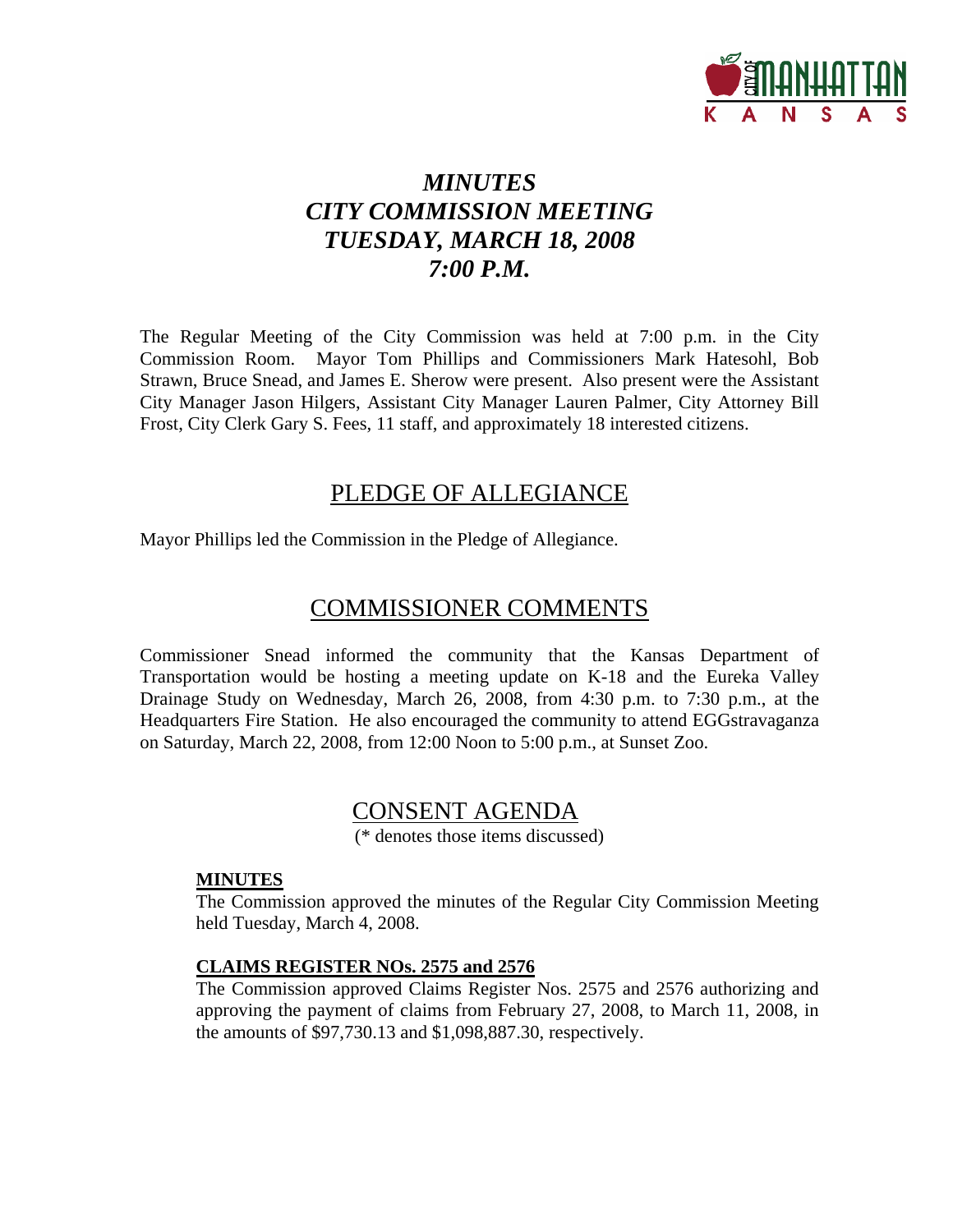# *MINUTES CITY COMMISSION MEETING TUESDAY, MARCH 18, 2008 7:00 P.M.*

The Regular Meeting of the City Commission was held at 7:00 p.m. in the City Commission Room. Mayor Tom Phillips and Commissioners Mark Hatesohl, Bob Strawn, Bruce Snead, and James E. Sherow were present. Also present were the Assistant City Manager Jason Hilgers, Assistant City Manager Lauren Palmer, City Attorney Bill Frost, City Clerk Gary S. Fees, 11 staff, and approximately 18 interested citizens.

## PLEDGE OF ALLEGIANCE

Mayor Phillips led the Commission in the Pledge of Allegiance.

## COMMISSIONER COMMENTS

Commissioner Snead informed the community that the Kansas Department of Transportation would be hosting a meeting update on K-18 and the Eureka Valley Drainage Study on Wednesday, March 26, 2008, from 4:30 p.m. to 7:30 p.m., at the Headquarters Fire Station. He also encouraged the community to attend EGGstravaganza on Saturday, March 22, 2008, from 12:00 Noon to 5:00 p.m., at Sunset Zoo.

## CONSENT AGENDA

(* denotes those items discussed)

**MINUTES**

The Commission approved the minutes of the Regular City Commission Meeting held Tuesday, March 4, 2008.

**CLAIMS REGISTER NOs. 2575 and 2576**

The Commission approved Claims Register Nos. 2575 and 2576 authorizing and approving the payment of claims from February 27, 2008, to March 11, 2008, in the amounts of $97,730.13 and $1,098,887.30, respectively.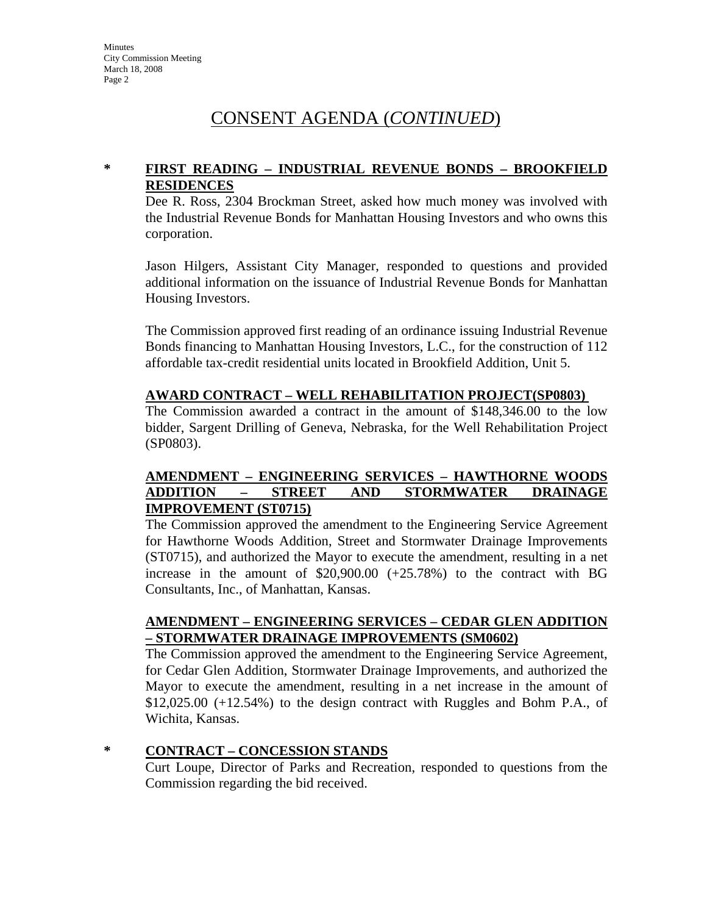# CONSENT AGENDA (*CONTINUED*)

\* **FIRST READING – INDUSTRIAL REVENUE BONDS – BROOKFIELD RESIDENCES**

Dee R. Ross, 2304 Brockman Street, asked how much money was involved with the Industrial Revenue Bonds for Manhattan Housing Investors and who owns this corporation.

Jason Hilgers, Assistant City Manager, responded to questions and provided additional information on the issuance of Industrial Revenue Bonds for Manhattan Housing Investors.

The Commission approved first reading of an ordinance issuing Industrial Revenue Bonds financing to Manhattan Housing Investors, L.C., for the construction of 112 affordable tax-credit residential units located in Brookfield Addition, Unit 5.

**AWARD CONTRACT – WELL REHABILITATION PROJECT(SP0803)**

The Commission awarded a contract in the amount of $148,346.00 to the low bidder, Sargent Drilling of Geneva, Nebraska, for the Well Rehabilitation Project (SP0803).

**AMENDMENT – ENGINEERING SERVICES – HAWTHORNE WOODS ADDITION – STREET AND STORMWATER DRAINAGE IMPROVEMENT (ST0715)**

The Commission approved the amendment to the Engineering Service Agreement for Hawthorne Woods Addition, Street and Stormwater Drainage Improvements (ST0715), and authorized the Mayor to execute the amendment, resulting in a net increase in the amount of $20,900.00 (+25.78%) to the contract with BG Consultants, Inc., of Manhattan, Kansas.

**AMENDMENT – ENGINEERING SERVICES – CEDAR GLEN ADDITION – STORMWATER DRAINAGE IMPROVEMENTS (SM0602)**

The Commission approved the amendment to the Engineering Service Agreement, for Cedar Glen Addition, Stormwater Drainage Improvements, and authorized the Mayor to execute the amendment, resulting in a net increase in the amount of $12,025.00 (+12.54%) to the design contract with Ruggles and Bohm P.A., of Wichita, Kansas.

\* **CONTRACT – CONCESSION STANDS**

Curt Loupe, Director of Parks and Recreation, responded to questions from the Commission regarding the bid received.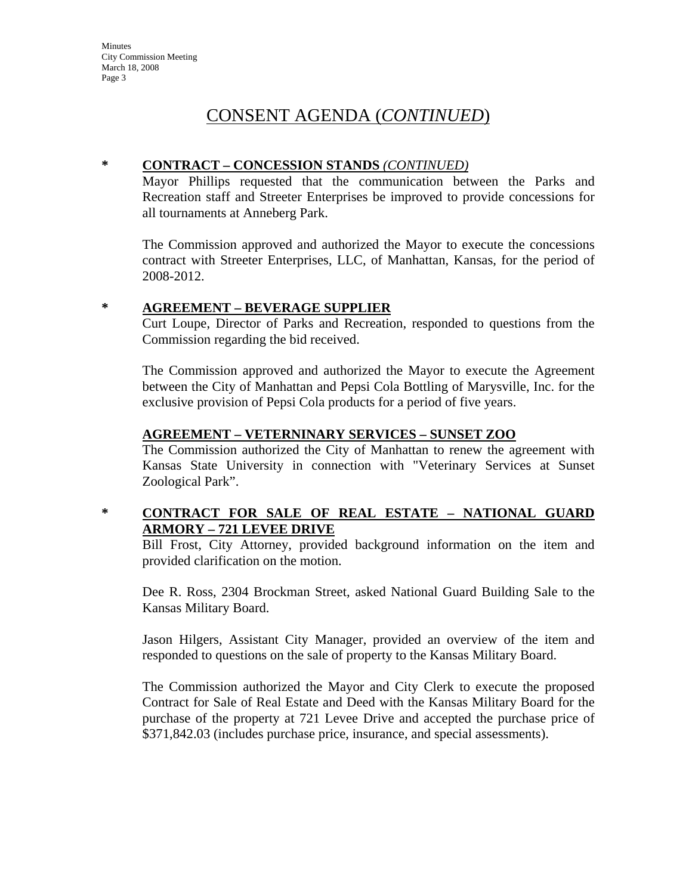# CONSENT AGENDA (*CONTINUED*)

**\* CONTRACT – CONCESSION STANDS** *(CONTINUED)*

Mayor Phillips requested that the communication between the Parks and Recreation staff and Streeter Enterprises be improved to provide concessions for all tournaments at Anneberg Park.

The Commission approved and authorized the Mayor to execute the concessions contract with Streeter Enterprises, LLC, of Manhattan, Kansas, for the period of 2008-2012.

**\* AGREEMENT – BEVERAGE SUPPLIER**

Curt Loupe, Director of Parks and Recreation, responded to questions from the Commission regarding the bid received.

The Commission approved and authorized the Mayor to execute the Agreement between the City of Manhattan and Pepsi Cola Bottling of Marysville, Inc. for the exclusive provision of Pepsi Cola products for a period of five years.

**AGREEMENT – VETERNINARY SERVICES – SUNSET ZOO**

The Commission authorized the City of Manhattan to renew the agreement with Kansas State University in connection with "Veterinary Services at Sunset Zoological Park".

**\* CONTRACT FOR SALE OF REAL ESTATE – NATIONAL GUARD ARMORY – 721 LEVEE DRIVE**

Bill Frost, City Attorney, provided background information on the item and provided clarification on the motion.

Dee R. Ross, 2304 Brockman Street, asked National Guard Building Sale to the Kansas Military Board.

Jason Hilgers, Assistant City Manager, provided an overview of the item and responded to questions on the sale of property to the Kansas Military Board.

The Commission authorized the Mayor and City Clerk to execute the proposed Contract for Sale of Real Estate and Deed with the Kansas Military Board for the purchase of the property at 721 Levee Drive and accepted the purchase price of $371,842.03 (includes purchase price, insurance, and special assessments).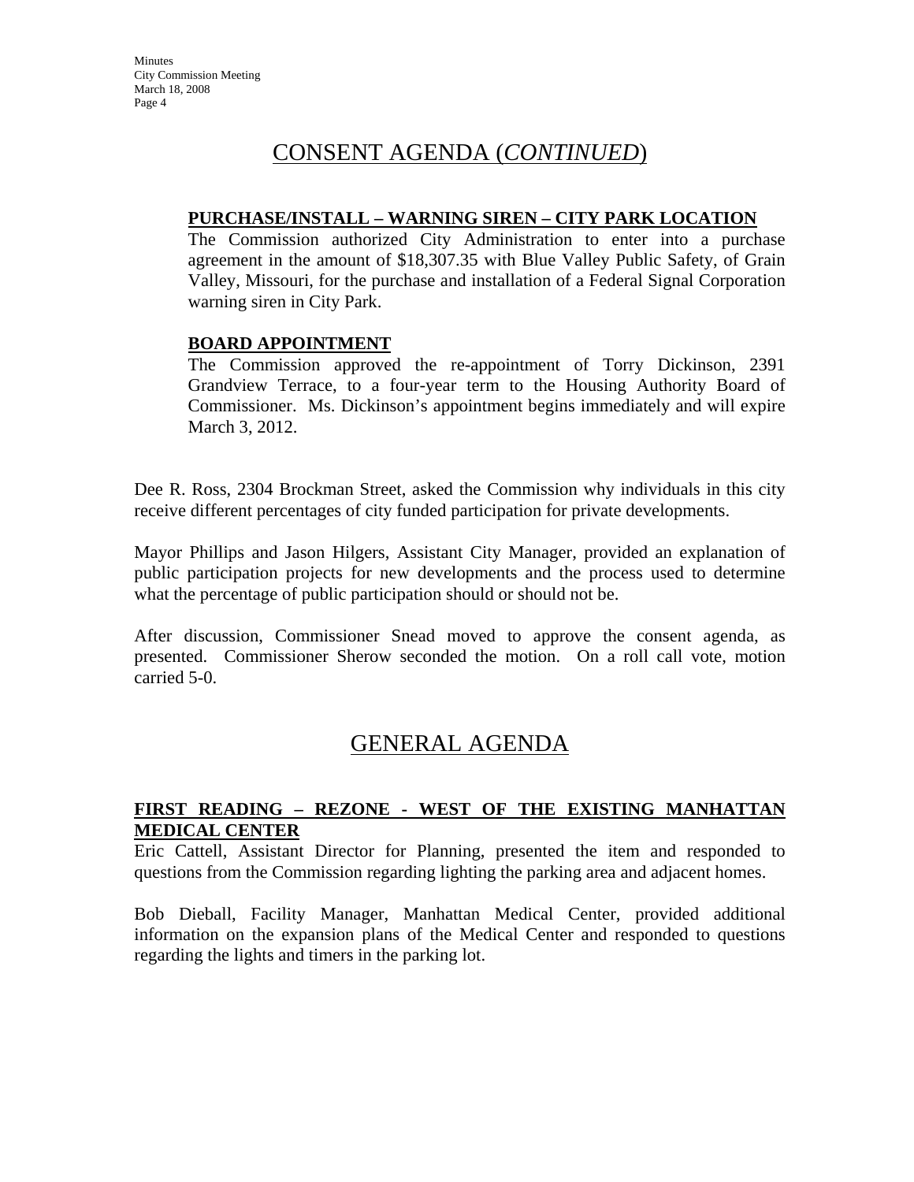## CONSENT AGENDA (*CONTINUED*)

**PURCHASE/INSTALL – WARNING SIREN – CITY PARK LOCATION**

The Commission authorized City Administration to enter into a purchase agreement in the amount of $18,307.35 with Blue Valley Public Safety, of Grain Valley, Missouri, for the purchase and installation of a Federal Signal Corporation warning siren in City Park.

**BOARD APPOINTMENT**

The Commission approved the re-appointment of Torry Dickinson, 2391 Grandview Terrace, to a four-year term to the Housing Authority Board of Commissioner. Ms. Dickinson's appointment begins immediately and will expire March 3, 2012.

Dee R. Ross, 2304 Brockman Street, asked the Commission why individuals in this city receive different percentages of city funded participation for private developments.

Mayor Phillips and Jason Hilgers, Assistant City Manager, provided an explanation of public participation projects for new developments and the process used to determine what the percentage of public participation should or should not be.

After discussion, Commissioner Snead moved to approve the consent agenda, as presented. Commissioner Sherow seconded the motion. On a roll call vote, motion carried 5-0.

## GENERAL AGENDA

**FIRST READING – REZONE - WEST OF THE EXISTING MANHATTAN MEDICAL CENTER**

Eric Cattell, Assistant Director for Planning, presented the item and responded to questions from the Commission regarding lighting the parking area and adjacent homes.

Bob Dieball, Facility Manager, Manhattan Medical Center, provided additional information on the expansion plans of the Medical Center and responded to questions regarding the lights and timers in the parking lot.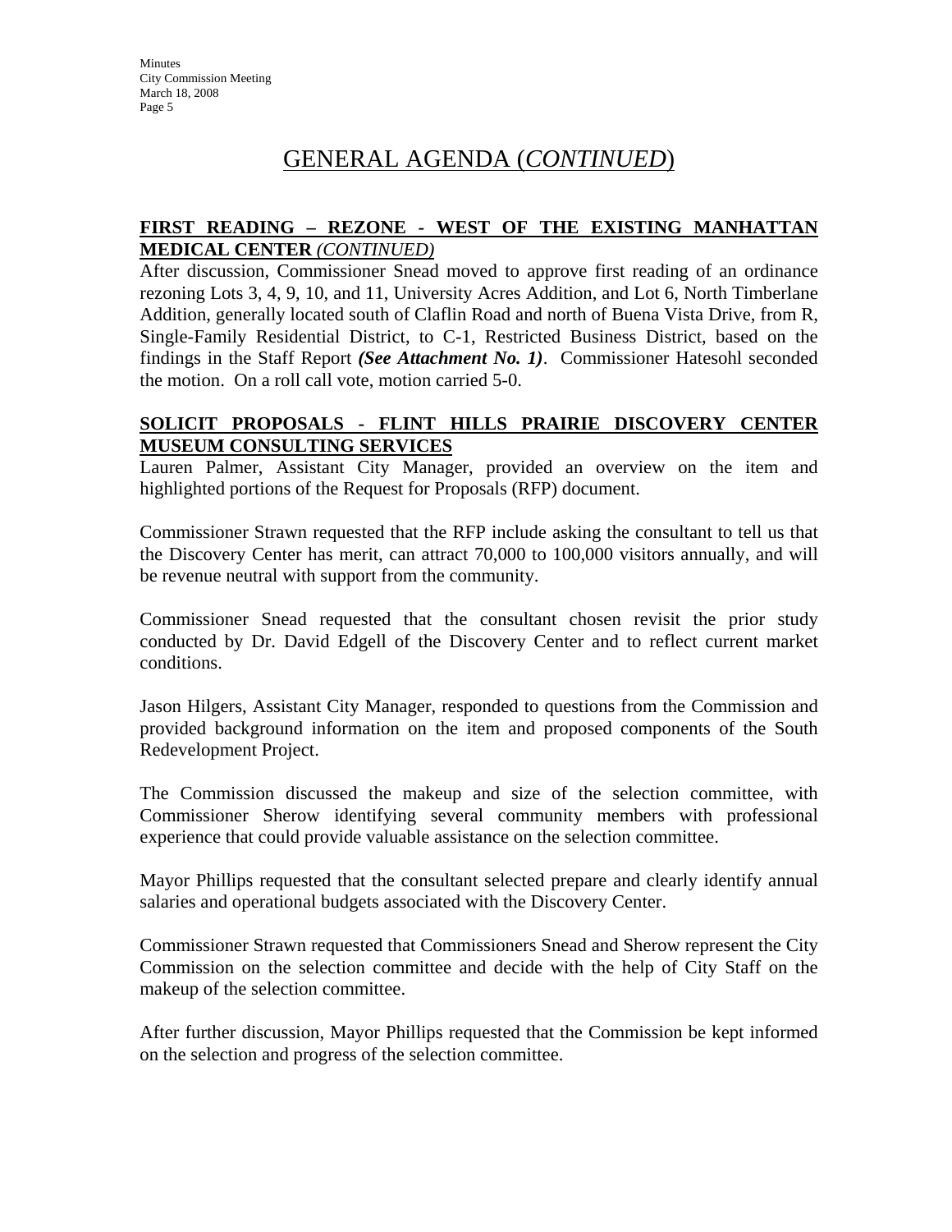# GENERAL AGENDA (*CONTINUED*)

## FIRST READING – REZONE - WEST OF THE EXISTING MANHATTAN MEDICAL CENTER *(CONTINUED)*

After discussion, Commissioner Snead moved to approve first reading of an ordinance rezoning Lots 3, 4, 9, 10, and 11, University Acres Addition, and Lot 6, North Timberlane Addition, generally located south of Claflin Road and north of Buena Vista Drive, from R, Single-Family Residential District, to C-1, Restricted Business District, based on the findings in the Staff Report ***(See Attachment No. 1)***. Commissioner Hatesohl seconded the motion. On a roll call vote, motion carried 5-0.

## SOLICIT PROPOSALS - FLINT HILLS PRAIRIE DISCOVERY CENTER MUSEUM CONSULTING SERVICES

Lauren Palmer, Assistant City Manager, provided an overview on the item and highlighted portions of the Request for Proposals (RFP) document.

Commissioner Strawn requested that the RFP include asking the consultant to tell us that the Discovery Center has merit, can attract 70,000 to 100,000 visitors annually, and will be revenue neutral with support from the community.

Commissioner Snead requested that the consultant chosen revisit the prior study conducted by Dr. David Edgell of the Discovery Center and to reflect current market conditions.

Jason Hilgers, Assistant City Manager, responded to questions from the Commission and provided background information on the item and proposed components of the South Redevelopment Project.

The Commission discussed the makeup and size of the selection committee, with Commissioner Sherow identifying several community members with professional experience that could provide valuable assistance on the selection committee.

Mayor Phillips requested that the consultant selected prepare and clearly identify annual salaries and operational budgets associated with the Discovery Center.

Commissioner Strawn requested that Commissioners Snead and Sherow represent the City Commission on the selection committee and decide with the help of City Staff on the makeup of the selection committee.

After further discussion, Mayor Phillips requested that the Commission be kept informed on the selection and progress of the selection committee.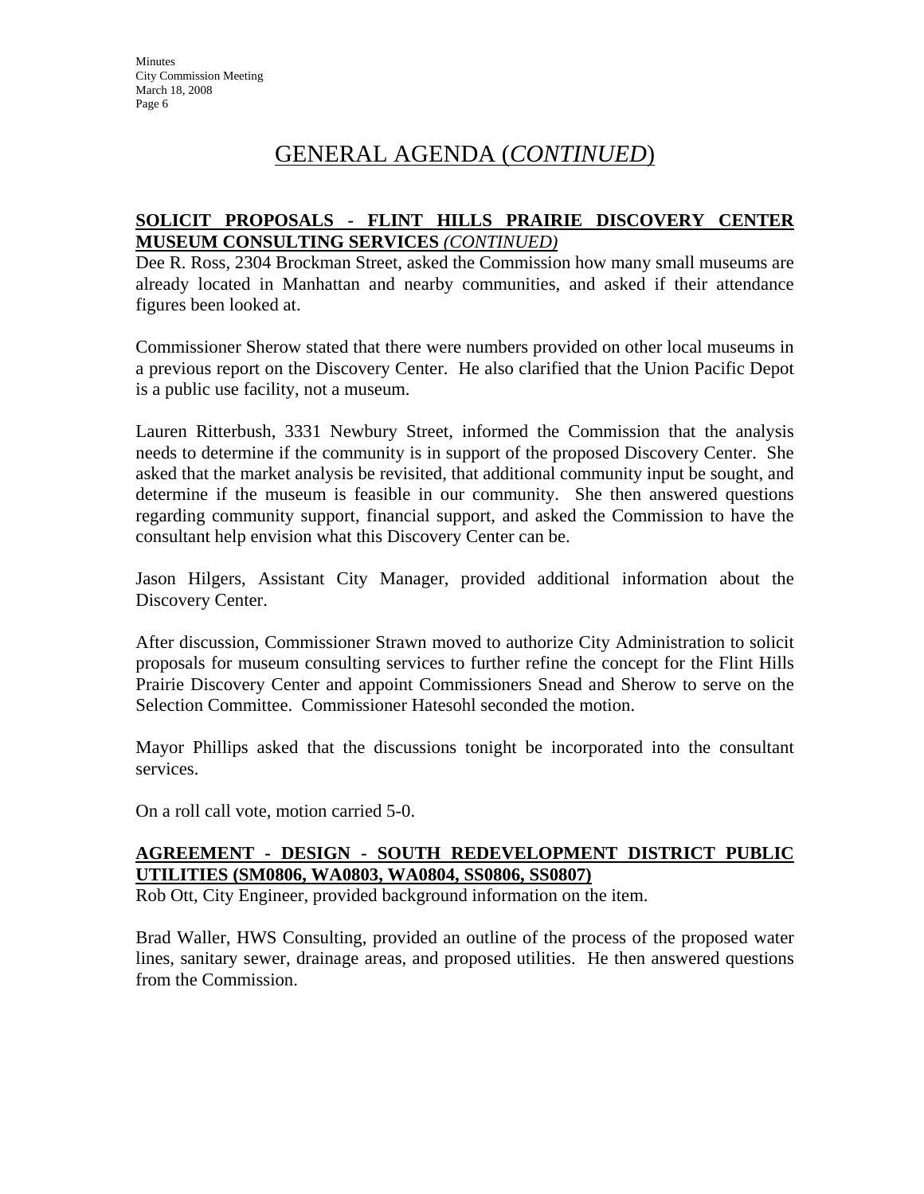# GENERAL AGENDA (*CONTINUED*)

**SOLICIT PROPOSALS - FLINT HILLS PRAIRIE DISCOVERY CENTER MUSEUM CONSULTING SERVICES** ***(CONTINUED)***

Dee R. Ross, 2304 Brockman Street, asked the Commission how many small museums are already located in Manhattan and nearby communities, and asked if their attendance figures been looked at.

Commissioner Sherow stated that there were numbers provided on other local museums in a previous report on the Discovery Center. He also clarified that the Union Pacific Depot is a public use facility, not a museum.

Lauren Ritterbush, 3331 Newbury Street, informed the Commission that the analysis needs to determine if the community is in support of the proposed Discovery Center. She asked that the market analysis be revisited, that additional community input be sought, and determine if the museum is feasible in our community. She then answered questions regarding community support, financial support, and asked the Commission to have the consultant help envision what this Discovery Center can be.

Jason Hilgers, Assistant City Manager, provided additional information about the Discovery Center.

After discussion, Commissioner Strawn moved to authorize City Administration to solicit proposals for museum consulting services to further refine the concept for the Flint Hills Prairie Discovery Center and appoint Commissioners Snead and Sherow to serve on the Selection Committee. Commissioner Hatesohl seconded the motion.

Mayor Phillips asked that the discussions tonight be incorporated into the consultant services.

On a roll call vote, motion carried 5-0.

**AGREEMENT - DESIGN - SOUTH REDEVELOPMENT DISTRICT PUBLIC UTILITIES (SM0806, WA0803, WA0804, SS0806, SS0807)**

Rob Ott, City Engineer, provided background information on the item.

Brad Waller, HWS Consulting, provided an outline of the process of the proposed water lines, sanitary sewer, drainage areas, and proposed utilities. He then answered questions from the Commission.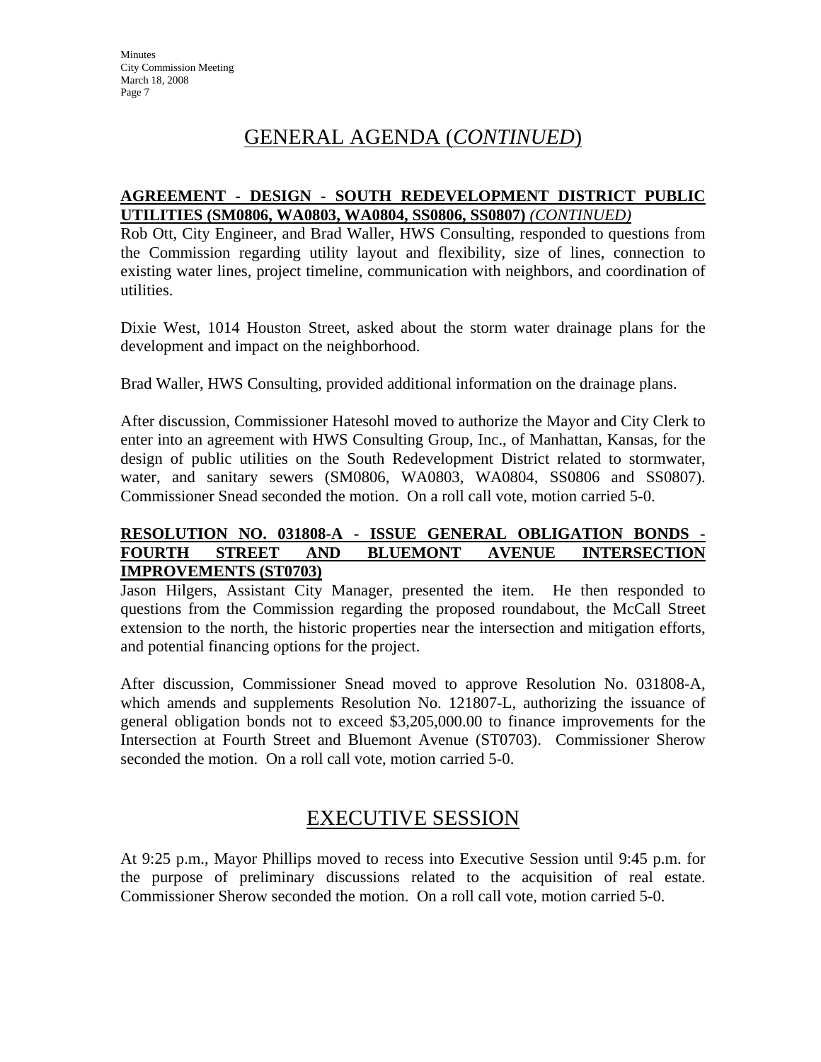## GENERAL AGENDA (*CONTINUED*)

**AGREEMENT - DESIGN - SOUTH REDEVELOPMENT DISTRICT PUBLIC UTILITIES (SM0806, WA0803, WA0804, SS0806, SS0807)** *(CONTINUED)*

Rob Ott, City Engineer, and Brad Waller, HWS Consulting, responded to questions from the Commission regarding utility layout and flexibility, size of lines, connection to existing water lines, project timeline, communication with neighbors, and coordination of utilities.

Dixie West, 1014 Houston Street, asked about the storm water drainage plans for the development and impact on the neighborhood.

Brad Waller, HWS Consulting, provided additional information on the drainage plans.

After discussion, Commissioner Hatesohl moved to authorize the Mayor and City Clerk to enter into an agreement with HWS Consulting Group, Inc., of Manhattan, Kansas, for the design of public utilities on the South Redevelopment District related to stormwater, water, and sanitary sewers (SM0806, WA0803, WA0804, SS0806 and SS0807). Commissioner Snead seconded the motion. On a roll call vote, motion carried 5-0.

**RESOLUTION NO. 031808-A - ISSUE GENERAL OBLIGATION BONDS - FOURTH STREET AND BLUEMONT AVENUE INTERSECTION IMPROVEMENTS (ST0703)**

Jason Hilgers, Assistant City Manager, presented the item. He then responded to questions from the Commission regarding the proposed roundabout, the McCall Street extension to the north, the historic properties near the intersection and mitigation efforts, and potential financing options for the project.

After discussion, Commissioner Snead moved to approve Resolution No. 031808-A, which amends and supplements Resolution No. 121807-L, authorizing the issuance of general obligation bonds not to exceed $3,205,000.00 to finance improvements for the Intersection at Fourth Street and Bluemont Avenue (ST0703). Commissioner Sherow seconded the motion. On a roll call vote, motion carried 5-0.

## EXECUTIVE SESSION

At 9:25 p.m., Mayor Phillips moved to recess into Executive Session until 9:45 p.m. for the purpose of preliminary discussions related to the acquisition of real estate. Commissioner Sherow seconded the motion. On a roll call vote, motion carried 5-0.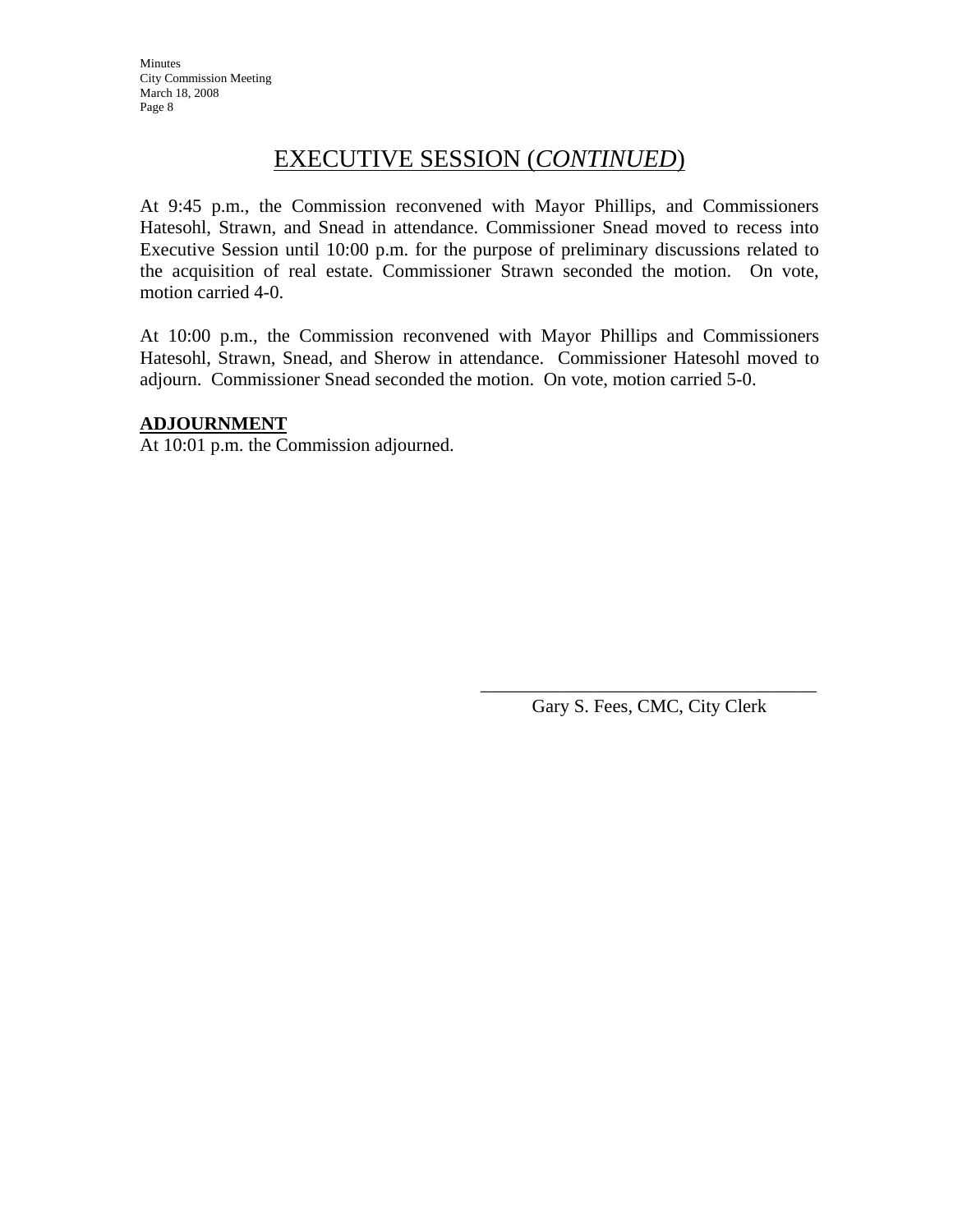# EXECUTIVE SESSION (*CONTINUED*)

At 9:45 p.m., the Commission reconvened with Mayor Phillips, and Commissioners Hatesohl, Strawn, and Snead in attendance. Commissioner Snead moved to recess into Executive Session until 10:00 p.m. for the purpose of preliminary discussions related to the acquisition of real estate. Commissioner Strawn seconded the motion. On vote, motion carried 4-0.

At 10:00 p.m., the Commission reconvened with Mayor Phillips and Commissioners Hatesohl, Strawn, Snead, and Sherow in attendance. Commissioner Hatesohl moved to adjourn. Commissioner Snead seconded the motion. On vote, motion carried 5-0.

**ADJOURNMENT**

At 10:01 p.m. the Commission adjourned.

\_\_\_\_\_\_\_\_\_\_\_\_\_\_\_\_\_\_\_\_\_\_\_\_\_\_\_\_\_\_\_\_\_\_\_\_\_

Gary S. Fees, CMC, City Clerk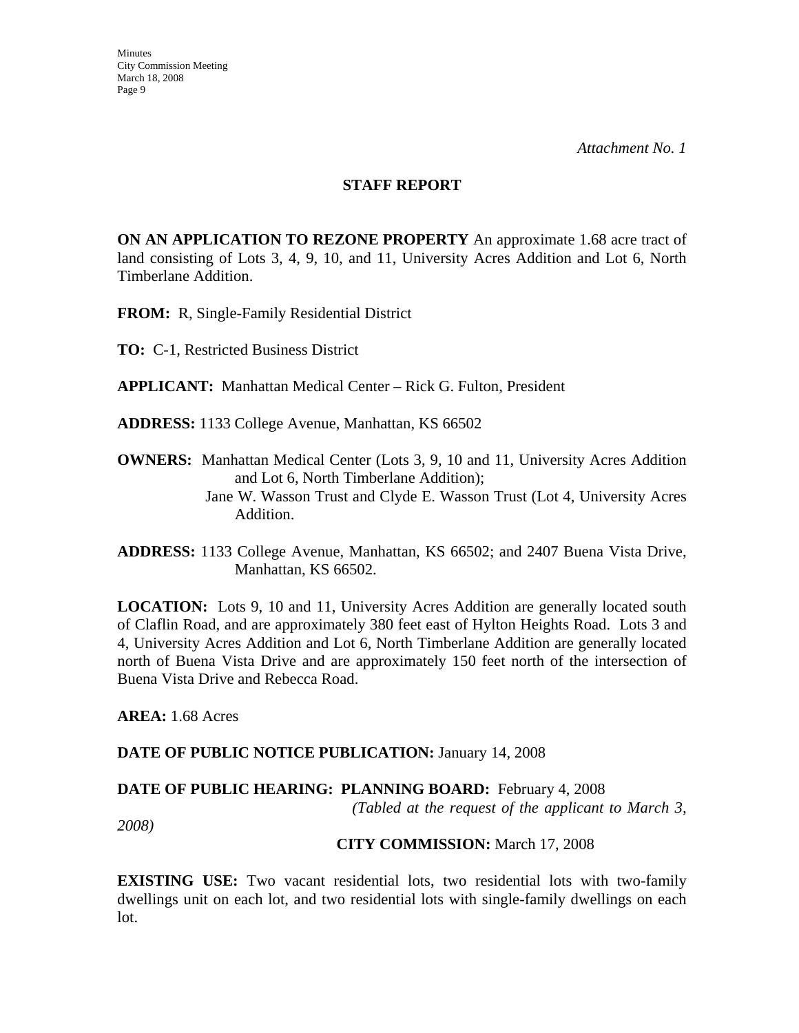*Attachment No. 1*

## STAFF REPORT

**ON AN APPLICATION TO REZONE PROPERTY** An approximate 1.68 acre tract of land consisting of Lots 3, 4, 9, 10, and 11, University Acres Addition and Lot 6, North Timberlane Addition.

**FROM:** R, Single-Family Residential District

**TO:** C-1, Restricted Business District

**APPLICANT:** Manhattan Medical Center – Rick G. Fulton, President

**ADDRESS:** 1133 College Avenue, Manhattan, KS 66502

**OWNERS:** Manhattan Medical Center (Lots 3, 9, 10 and 11, University Acres Addition and Lot 6, North Timberlane Addition);
Jane W. Wasson Trust and Clyde E. Wasson Trust (Lot 4, University Acres Addition.

**ADDRESS:** 1133 College Avenue, Manhattan, KS 66502; and 2407 Buena Vista Drive, Manhattan, KS 66502.

**LOCATION:** Lots 9, 10 and 11, University Acres Addition are generally located south of Claflin Road, and are approximately 380 feet east of Hylton Heights Road. Lots 3 and 4, University Acres Addition and Lot 6, North Timberlane Addition are generally located north of Buena Vista Drive and are approximately 150 feet north of the intersection of Buena Vista Drive and Rebecca Road.

**AREA:** 1.68 Acres

**DATE OF PUBLIC NOTICE PUBLICATION:** January 14, 2008

**DATE OF PUBLIC HEARING: PLANNING BOARD:** February 4, 2008
*(Tabled at the request of the applicant to March 3, 2008)*

**CITY COMMISSION:** March 17, 2008

**EXISTING USE:** Two vacant residential lots, two residential lots with two-family dwellings unit on each lot, and two residential lots with single-family dwellings on each lot.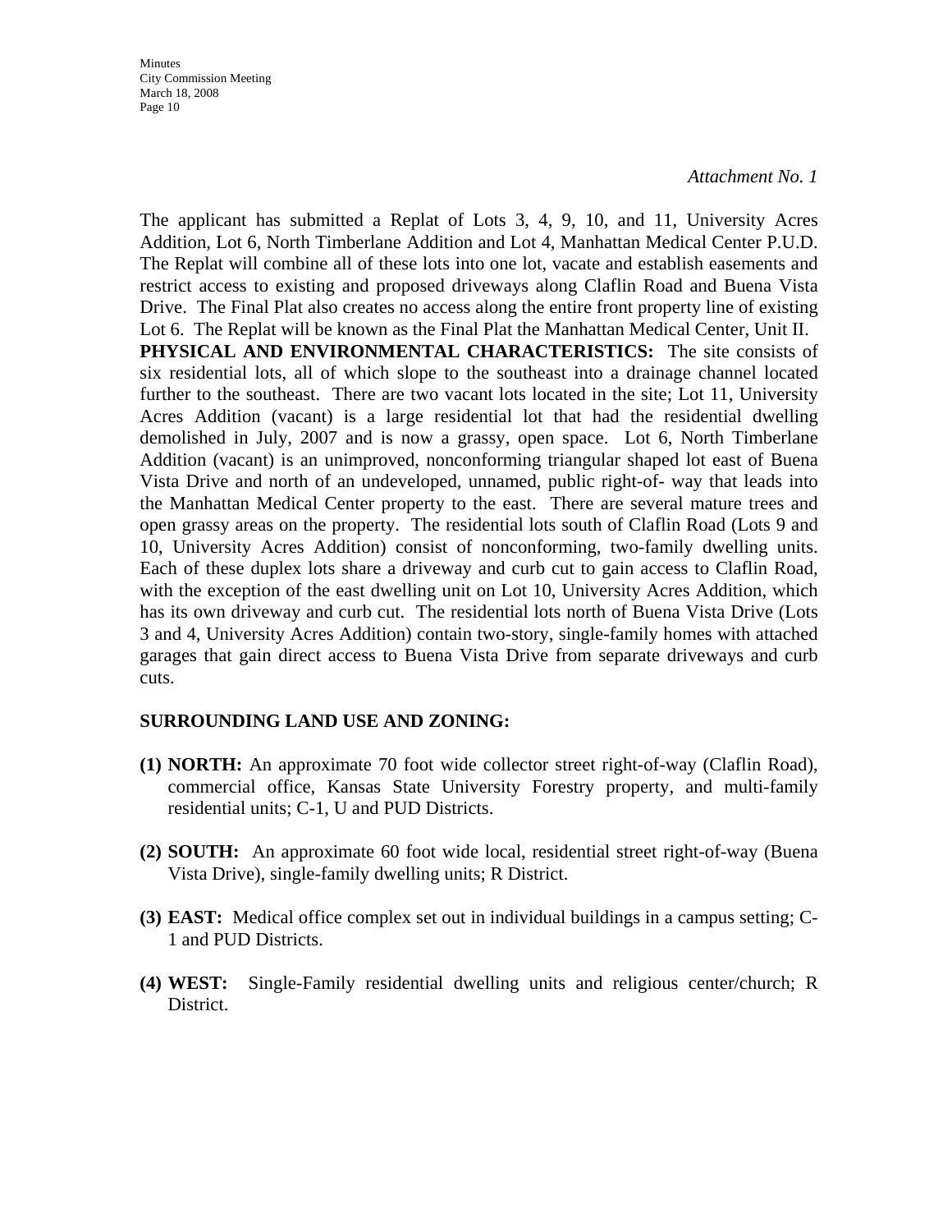*Attachment No. 1*

The applicant has submitted a Replat of Lots 3, 4, 9, 10, and 11, University Acres Addition, Lot 6, North Timberlane Addition and Lot 4, Manhattan Medical Center P.U.D. The Replat will combine all of these lots into one lot, vacate and establish easements and restrict access to existing and proposed driveways along Claflin Road and Buena Vista Drive. The Final Plat also creates no access along the entire front property line of existing Lot 6. The Replat will be known as the Final Plat the Manhattan Medical Center, Unit II.

**PHYSICAL AND ENVIRONMENTAL CHARACTERISTICS:** The site consists of six residential lots, all of which slope to the southeast into a drainage channel located further to the southeast. There are two vacant lots located in the site; Lot 11, University Acres Addition (vacant) is a large residential lot that had the residential dwelling demolished in July, 2007 and is now a grassy, open space. Lot 6, North Timberlane Addition (vacant) is an unimproved, nonconforming triangular shaped lot east of Buena Vista Drive and north of an undeveloped, unnamed, public right-of- way that leads into the Manhattan Medical Center property to the east. There are several mature trees and open grassy areas on the property. The residential lots south of Claflin Road (Lots 9 and 10, University Acres Addition) consist of nonconforming, two-family dwelling units. Each of these duplex lots share a driveway and curb cut to gain access to Claflin Road, with the exception of the east dwelling unit on Lot 10, University Acres Addition, which has its own driveway and curb cut. The residential lots north of Buena Vista Drive (Lots 3 and 4, University Acres Addition) contain two-story, single-family homes with attached garages that gain direct access to Buena Vista Drive from separate driveways and curb cuts.

**SURROUNDING LAND USE AND ZONING:**

**(1) NORTH:** An approximate 70 foot wide collector street right-of-way (Claflin Road), commercial office, Kansas State University Forestry property, and multi-family residential units; C-1, U and PUD Districts.

**(2) SOUTH:** An approximate 60 foot wide local, residential street right-of-way (Buena Vista Drive), single-family dwelling units; R District.

**(3) EAST:** Medical office complex set out in individual buildings in a campus setting; C-1 and PUD Districts.

**(4) WEST:** Single-Family residential dwelling units and religious center/church; R District.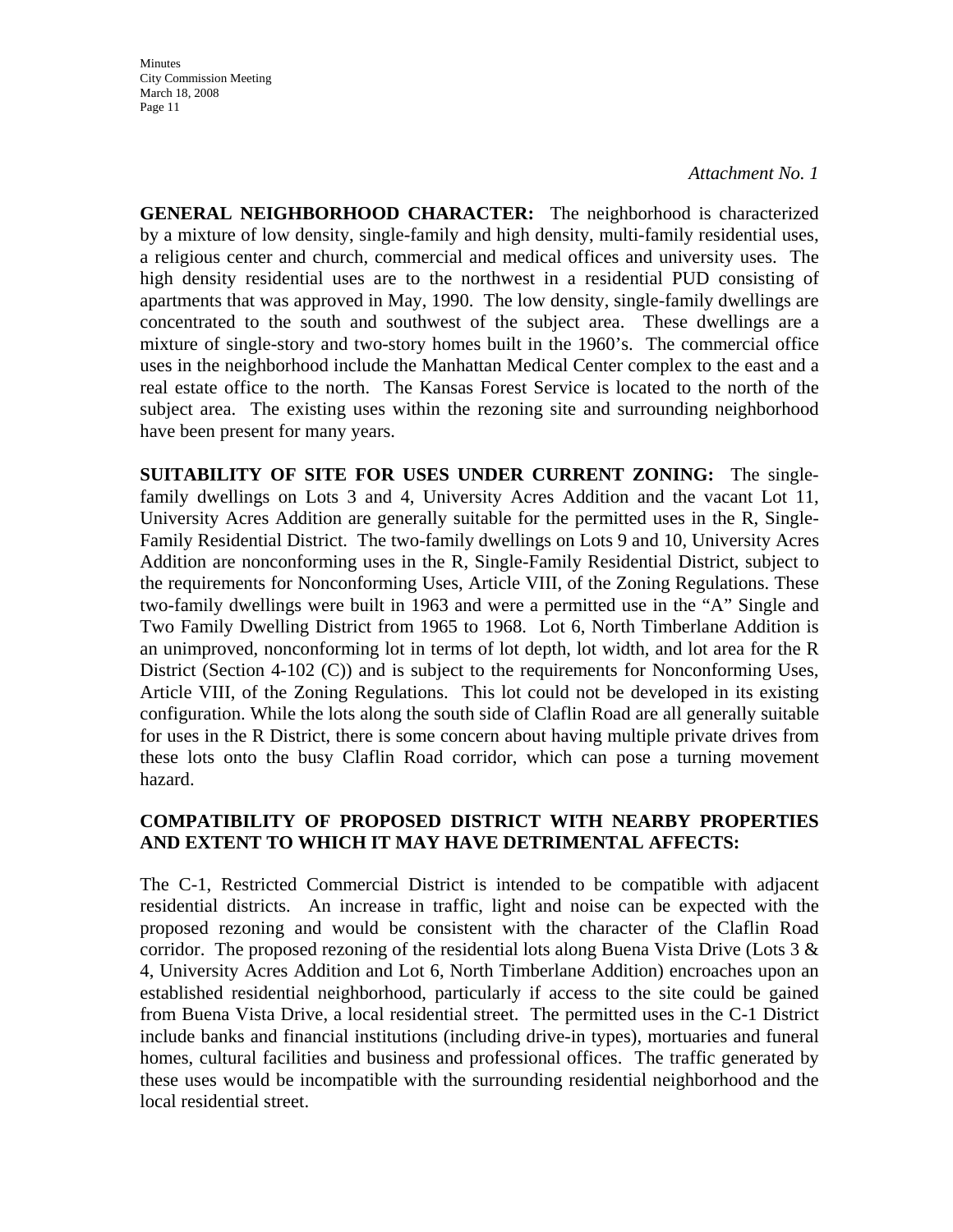*Attachment No. 1*

**GENERAL NEIGHBORHOOD CHARACTER:** The neighborhood is characterized by a mixture of low density, single-family and high density, multi-family residential uses, a religious center and church, commercial and medical offices and university uses. The high density residential uses are to the northwest in a residential PUD consisting of apartments that was approved in May, 1990. The low density, single-family dwellings are concentrated to the south and southwest of the subject area. These dwellings are a mixture of single-story and two-story homes built in the 1960's. The commercial office uses in the neighborhood include the Manhattan Medical Center complex to the east and a real estate office to the north. The Kansas Forest Service is located to the north of the subject area. The existing uses within the rezoning site and surrounding neighborhood have been present for many years.

**SUITABILITY OF SITE FOR USES UNDER CURRENT ZONING:** The single-family dwellings on Lots 3 and 4, University Acres Addition and the vacant Lot 11, University Acres Addition are generally suitable for the permitted uses in the R, Single-Family Residential District. The two-family dwellings on Lots 9 and 10, University Acres Addition are nonconforming uses in the R, Single-Family Residential District, subject to the requirements for Nonconforming Uses, Article VIII, of the Zoning Regulations. These two-family dwellings were built in 1963 and were a permitted use in the "A" Single and Two Family Dwelling District from 1965 to 1968. Lot 6, North Timberlane Addition is an unimproved, nonconforming lot in terms of lot depth, lot width, and lot area for the R District (Section 4-102 (C)) and is subject to the requirements for Nonconforming Uses, Article VIII, of the Zoning Regulations. This lot could not be developed in its existing configuration. While the lots along the south side of Claflin Road are all generally suitable for uses in the R District, there is some concern about having multiple private drives from these lots onto the busy Claflin Road corridor, which can pose a turning movement hazard.

**COMPATIBILITY OF PROPOSED DISTRICT WITH NEARBY PROPERTIES AND EXTENT TO WHICH IT MAY HAVE DETRIMENTAL AFFECTS:**

The C-1, Restricted Commercial District is intended to be compatible with adjacent residential districts. An increase in traffic, light and noise can be expected with the proposed rezoning and would be consistent with the character of the Claflin Road corridor. The proposed rezoning of the residential lots along Buena Vista Drive (Lots 3 & 4, University Acres Addition and Lot 6, North Timberlane Addition) encroaches upon an established residential neighborhood, particularly if access to the site could be gained from Buena Vista Drive, a local residential street. The permitted uses in the C-1 District include banks and financial institutions (including drive-in types), mortuaries and funeral homes, cultural facilities and business and professional offices. The traffic generated by these uses would be incompatible with the surrounding residential neighborhood and the local residential street.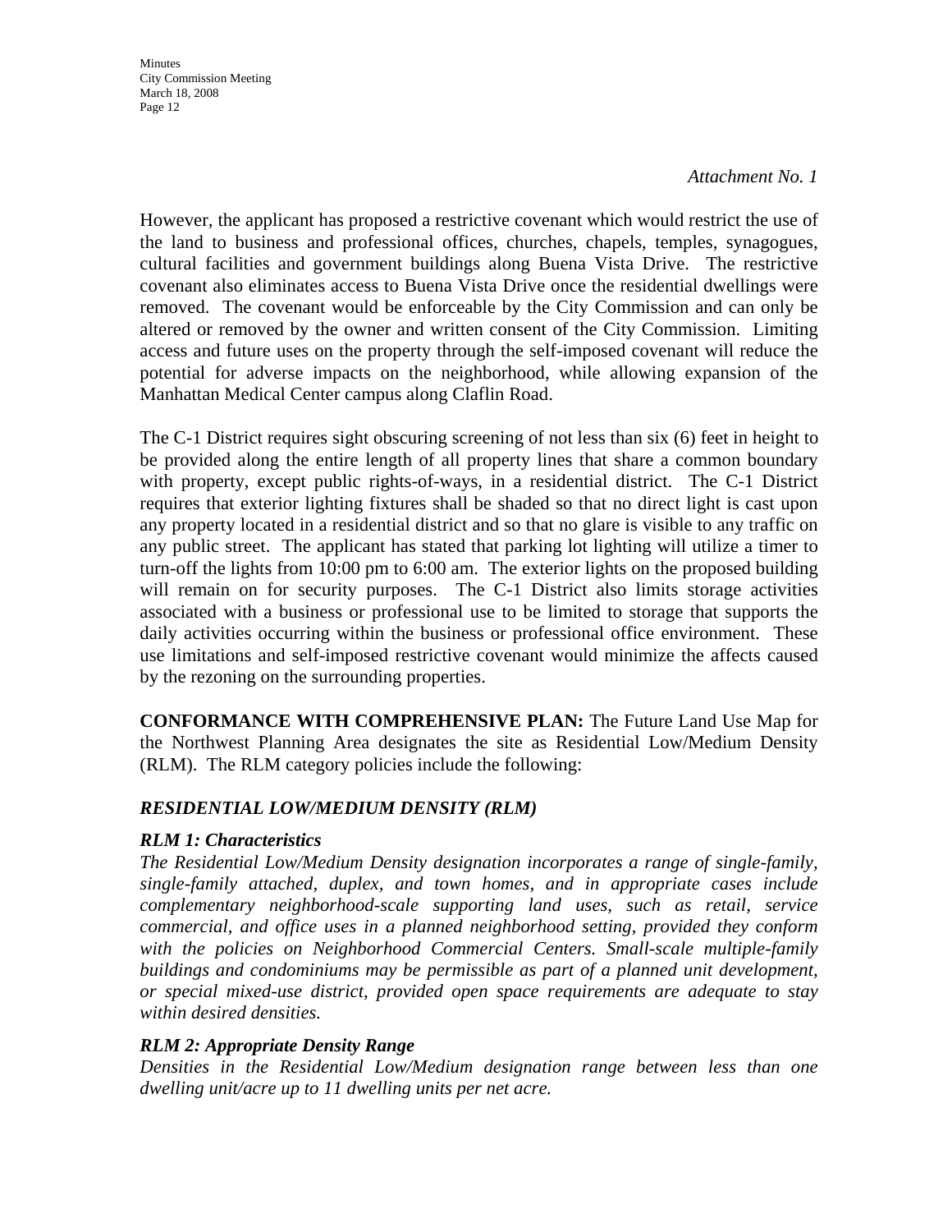*Attachment No. 1*

However, the applicant has proposed a restrictive covenant which would restrict the use of the land to business and professional offices, churches, chapels, temples, synagogues, cultural facilities and government buildings along Buena Vista Drive. The restrictive covenant also eliminates access to Buena Vista Drive once the residential dwellings were removed. The covenant would be enforceable by the City Commission and can only be altered or removed by the owner and written consent of the City Commission. Limiting access and future uses on the property through the self-imposed covenant will reduce the potential for adverse impacts on the neighborhood, while allowing expansion of the Manhattan Medical Center campus along Claflin Road.

The C-1 District requires sight obscuring screening of not less than six (6) feet in height to be provided along the entire length of all property lines that share a common boundary with property, except public rights-of-ways, in a residential district. The C-1 District requires that exterior lighting fixtures shall be shaded so that no direct light is cast upon any property located in a residential district and so that no glare is visible to any traffic on any public street. The applicant has stated that parking lot lighting will utilize a timer to turn-off the lights from 10:00 pm to 6:00 am. The exterior lights on the proposed building will remain on for security purposes. The C-1 District also limits storage activities associated with a business or professional use to be limited to storage that supports the daily activities occurring within the business or professional office environment. These use limitations and self-imposed restrictive covenant would minimize the affects caused by the rezoning on the surrounding properties.

**CONFORMANCE WITH COMPREHENSIVE PLAN:** The Future Land Use Map for the Northwest Planning Area designates the site as Residential Low/Medium Density (RLM). The RLM category policies include the following:

***RESIDENTIAL LOW/MEDIUM DENSITY (RLM)***

***RLM 1: Characteristics***

***The Residential Low/Medium Density designation incorporates a range of single-family, single-family attached, duplex, and town homes, and in appropriate cases include complementary neighborhood-scale supporting land uses, such as retail, service commercial, and office uses in a planned neighborhood setting, provided they conform with the policies on Neighborhood Commercial Centers. Small-scale multiple-family buildings and condominiums may be permissible as part of a planned unit development, or special mixed-use district, provided open space requirements are adequate to stay within desired densities.***

***RLM 2: Appropriate Density Range***

*Densities in the Residential Low/Medium designation range between less than one dwelling unit/acre up to 11 dwelling units per net acre.*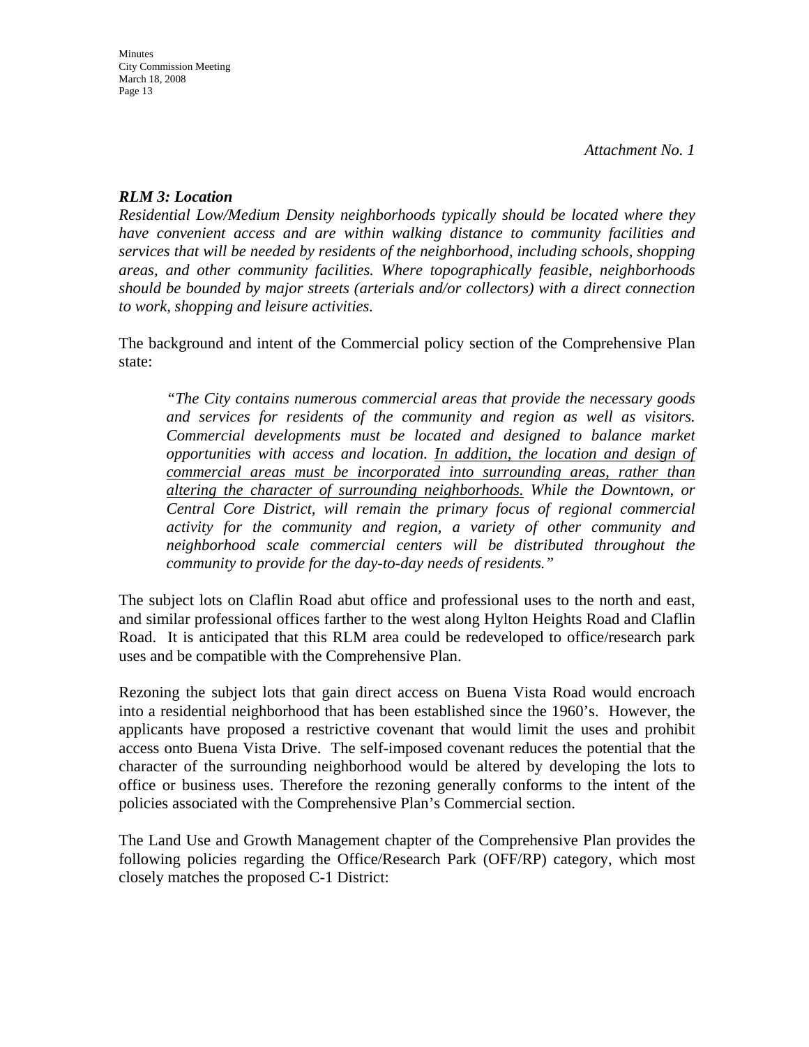*Attachment No. 1*

***RLM 3: Location***

*Residential Low/Medium Density neighborhoods typically should be located where they have convenient access and are within walking distance to community facilities and services that will be needed by residents of the neighborhood, including schools, shopping areas, and other community facilities. Where topographically feasible, neighborhoods should be bounded by major streets (arterials and/or collectors) with a direct connection to work, shopping and leisure activities.*

The background and intent of the Commercial policy section of the Comprehensive Plan state:

> *"The City contains numerous commercial areas that provide the necessary goods and services for residents of the community and region as well as visitors. Commercial developments must be located and designed to balance market opportunities with access and location. <u>In addition, the location and design of commercial areas must be incorporated into surrounding areas, rather than altering the character of surrounding neighborhoods.</u> While the Downtown, or Central Core District, will remain the primary focus of regional commercial activity for the community and region, a variety of other community and neighborhood scale commercial centers will be distributed throughout the community to provide for the day-to-day needs of residents."*

The subject lots on Claflin Road abut office and professional uses to the north and east, and similar professional offices farther to the west along Hylton Heights Road and Claflin Road. It is anticipated that this RLM area could be redeveloped to office/research park uses and be compatible with the Comprehensive Plan.

Rezoning the subject lots that gain direct access on Buena Vista Road would encroach into a residential neighborhood that has been established since the 1960's. However, the applicants have proposed a restrictive covenant that would limit the uses and prohibit access onto Buena Vista Drive. The self-imposed covenant reduces the potential that the character of the surrounding neighborhood would be altered by developing the lots to office or business uses. Therefore the rezoning generally conforms to the intent of the policies associated with the Comprehensive Plan's Commercial section.

The Land Use and Growth Management chapter of the Comprehensive Plan provides the following policies regarding the Office/Research Park (OFF/RP) category, which most closely matches the proposed C-1 District: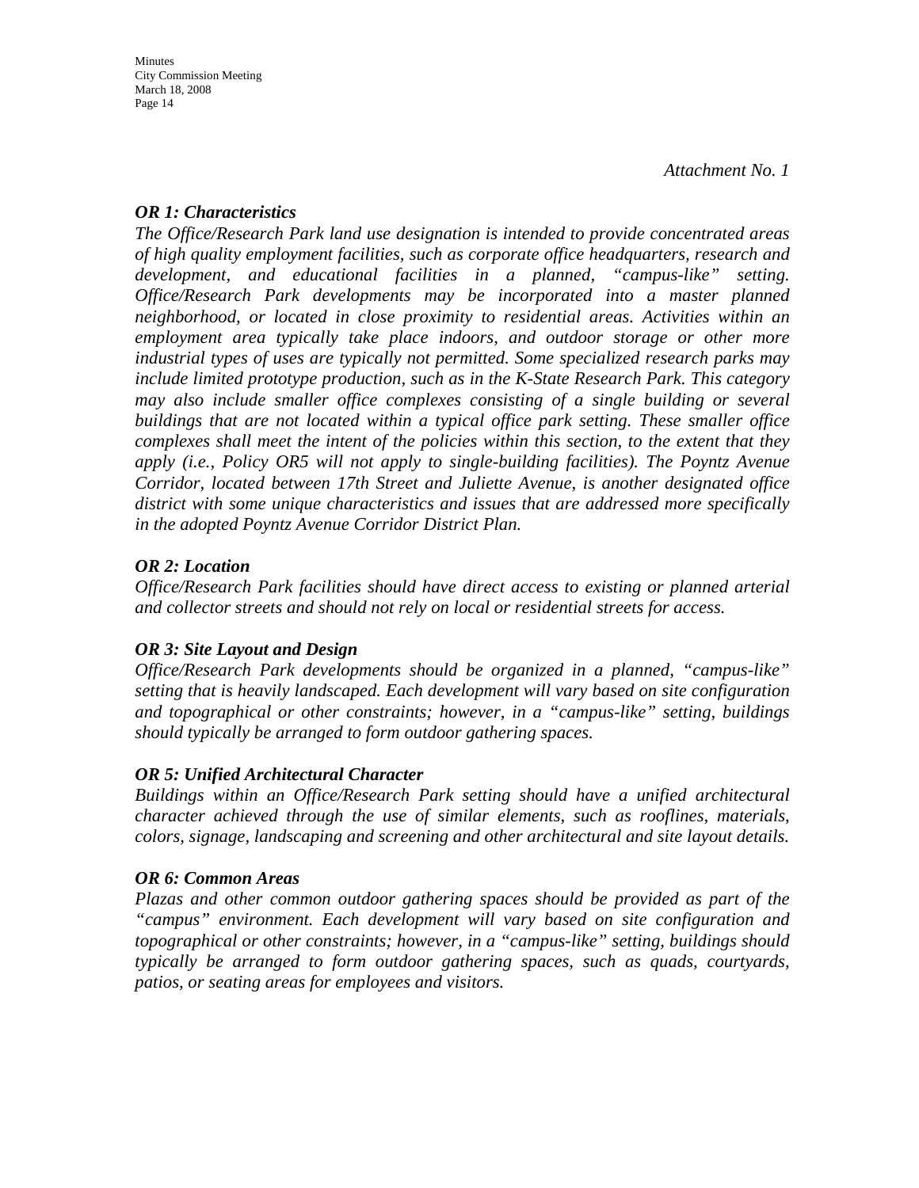*Attachment No. 1*

***OR 1: Characteristics***

*The Office/Research Park land use designation is intended to provide concentrated areas of high quality employment facilities, such as corporate office headquarters, research and development, and educational facilities in a planned, "campus-like" setting. Office/Research Park developments may be incorporated into a master planned neighborhood, or located in close proximity to residential areas. Activities within an employment area typically take place indoors, and outdoor storage or other more industrial types of uses are typically not permitted. Some specialized research parks may include limited prototype production, such as in the K-State Research Park. This category may also include smaller office complexes consisting of a single building or several buildings that are not located within a typical office park setting. These smaller office complexes shall meet the intent of the policies within this section, to the extent that they apply (i.e., Policy OR5 will not apply to single-building facilities). The Poyntz Avenue Corridor, located between 17th Street and Juliette Avenue, is another designated office district with some unique characteristics and issues that are addressed more specifically in the adopted Poyntz Avenue Corridor District Plan.*

***OR 2: Location***

*Office/Research Park facilities should have direct access to existing or planned arterial and collector streets and should not rely on local or residential streets for access.*

***OR 3: Site Layout and Design***

*Office/Research Park developments should be organized in a planned, "campus-like" setting that is heavily landscaped. Each development will vary based on site configuration and topographical or other constraints; however, in a "campus-like" setting, buildings should typically be arranged to form outdoor gathering spaces.*

***OR 5: Unified Architectural Character***

*Buildings within an Office/Research Park setting should have a unified architectural character achieved through the use of similar elements, such as rooflines, materials, colors, signage, landscaping and screening and other architectural and site layout details.*

***OR 6: Common Areas***

*Plazas and other common outdoor gathering spaces should be provided as part of the "campus" environment. Each development will vary based on site configuration and topographical or other constraints; however, in a "campus-like" setting, buildings should typically be arranged to form outdoor gathering spaces, such as quads, courtyards, patios, or seating areas for employees and visitors.*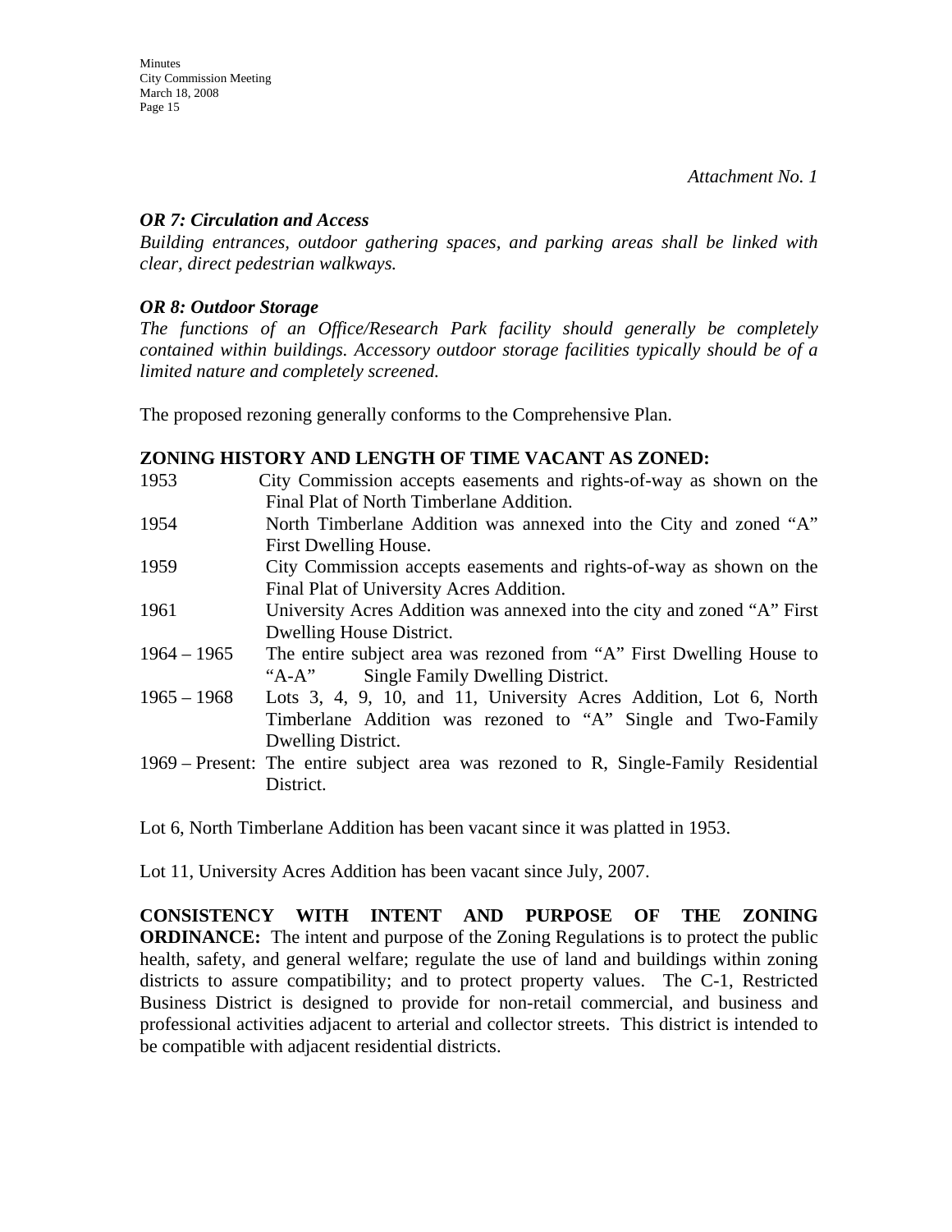*Attachment No. 1*

***OR 7: Circulation and Access***

*Building entrances, outdoor gathering spaces, and parking areas shall be linked with clear, direct pedestrian walkways.*

***OR 8: Outdoor Storage***

*The functions of an Office/Research Park facility should generally be completely contained within buildings. Accessory outdoor storage facilities typically should be of a limited nature and completely screened.*

The proposed rezoning generally conforms to the Comprehensive Plan.

**ZONING HISTORY AND LENGTH OF TIME VACANT AS ZONED:**

| | |
|---|---|
| 1953 | City Commission accepts easements and rights-of-way as shown on the Final Plat of North Timberlane Addition. |
| 1954 | North Timberlane Addition was annexed into the City and zoned "A" First Dwelling House. |
| 1959 | City Commission accepts easements and rights-of-way as shown on the Final Plat of University Acres Addition. |
| 1961 | University Acres Addition was annexed into the city and zoned "A" First Dwelling House District. |
| 1964 – 1965 | The entire subject area was rezoned from "A" First Dwelling House to "A-A" Single Family Dwelling District. |
| 1965 – 1968 | Lots 3, 4, 9, 10, and 11, University Acres Addition, Lot 6, North Timberlane Addition was rezoned to "A" Single and Two-Family Dwelling District. |
| 1969 – Present: | The entire subject area was rezoned to R, Single-Family Residential District. |

Lot 6, North Timberlane Addition has been vacant since it was platted in 1953.

Lot 11, University Acres Addition has been vacant since July, 2007.

**CONSISTENCY WITH INTENT AND PURPOSE OF THE ZONING ORDINANCE:** The intent and purpose of the Zoning Regulations is to protect the public health, safety, and general welfare; regulate the use of land and buildings within zoning districts to assure compatibility; and to protect property values. The C-1, Restricted Business District is designed to provide for non-retail commercial, and business and professional activities adjacent to arterial and collector streets. This district is intended to be compatible with adjacent residential districts.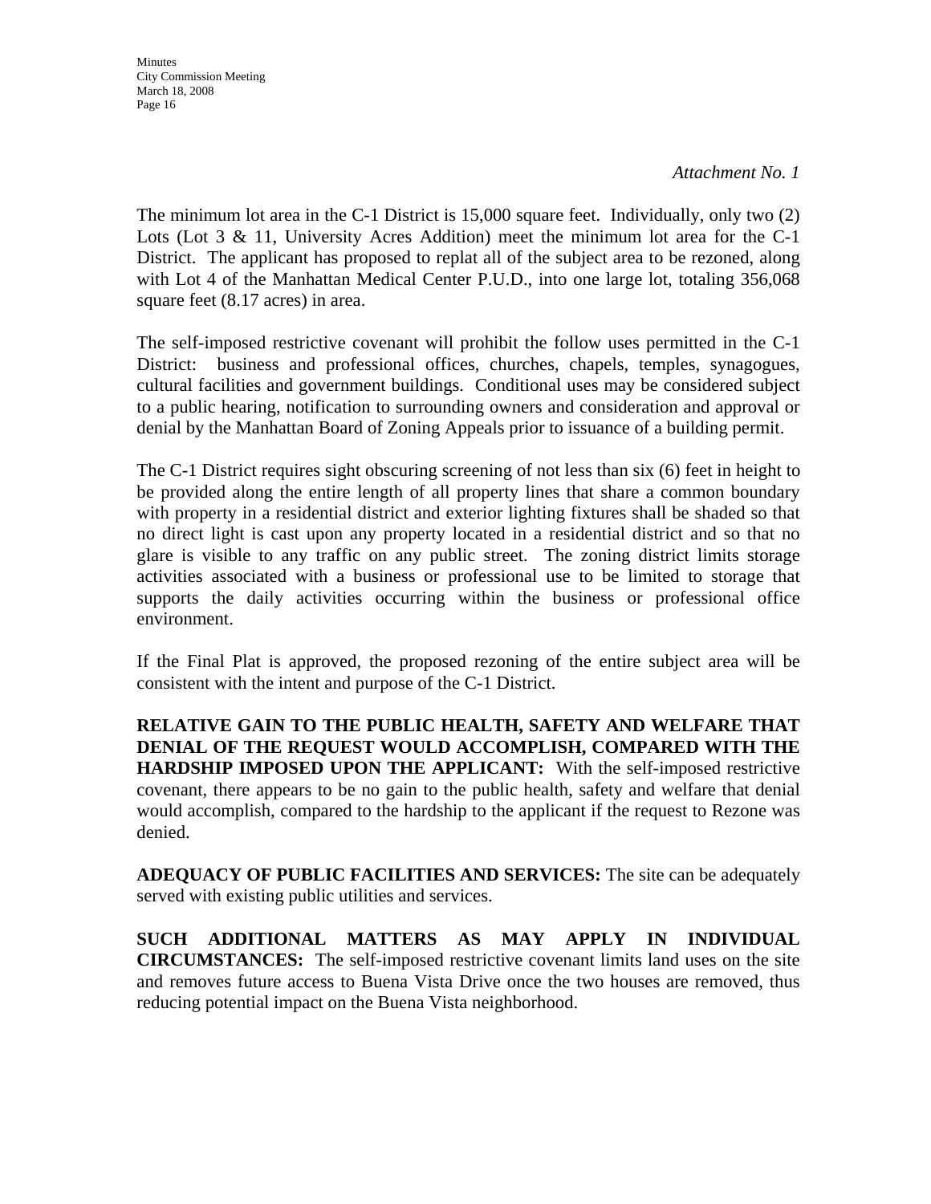*Attachment No. 1*

The minimum lot area in the C-1 District is 15,000 square feet. Individually, only two (2) Lots (Lot 3 & 11, University Acres Addition) meet the minimum lot area for the C-1 District. The applicant has proposed to replat all of the subject area to be rezoned, along with Lot 4 of the Manhattan Medical Center P.U.D., into one large lot, totaling 356,068 square feet (8.17 acres) in area.

The self-imposed restrictive covenant will prohibit the follow uses permitted in the C-1 District: business and professional offices, churches, chapels, temples, synagogues, cultural facilities and government buildings. Conditional uses may be considered subject to a public hearing, notification to surrounding owners and consideration and approval or denial by the Manhattan Board of Zoning Appeals prior to issuance of a building permit.

The C-1 District requires sight obscuring screening of not less than six (6) feet in height to be provided along the entire length of all property lines that share a common boundary with property in a residential district and exterior lighting fixtures shall be shaded so that no direct light is cast upon any property located in a residential district and so that no glare is visible to any traffic on any public street. The zoning district limits storage activities associated with a business or professional use to be limited to storage that supports the daily activities occurring within the business or professional office environment.

If the Final Plat is approved, the proposed rezoning of the entire subject area will be consistent with the intent and purpose of the C-1 District.

**RELATIVE GAIN TO THE PUBLIC HEALTH, SAFETY AND WELFARE THAT DENIAL OF THE REQUEST WOULD ACCOMPLISH, COMPARED WITH THE HARDSHIP IMPOSED UPON THE APPLICANT:** With the self-imposed restrictive covenant, there appears to be no gain to the public health, safety and welfare that denial would accomplish, compared to the hardship to the applicant if the request to Rezone was denied.

**ADEQUACY OF PUBLIC FACILITIES AND SERVICES:** The site can be adequately served with existing public utilities and services.

**SUCH ADDITIONAL MATTERS AS MAY APPLY IN INDIVIDUAL CIRCUMSTANCES:** The self-imposed restrictive covenant limits land uses on the site and removes future access to Buena Vista Drive once the two houses are removed, thus reducing potential impact on the Buena Vista neighborhood.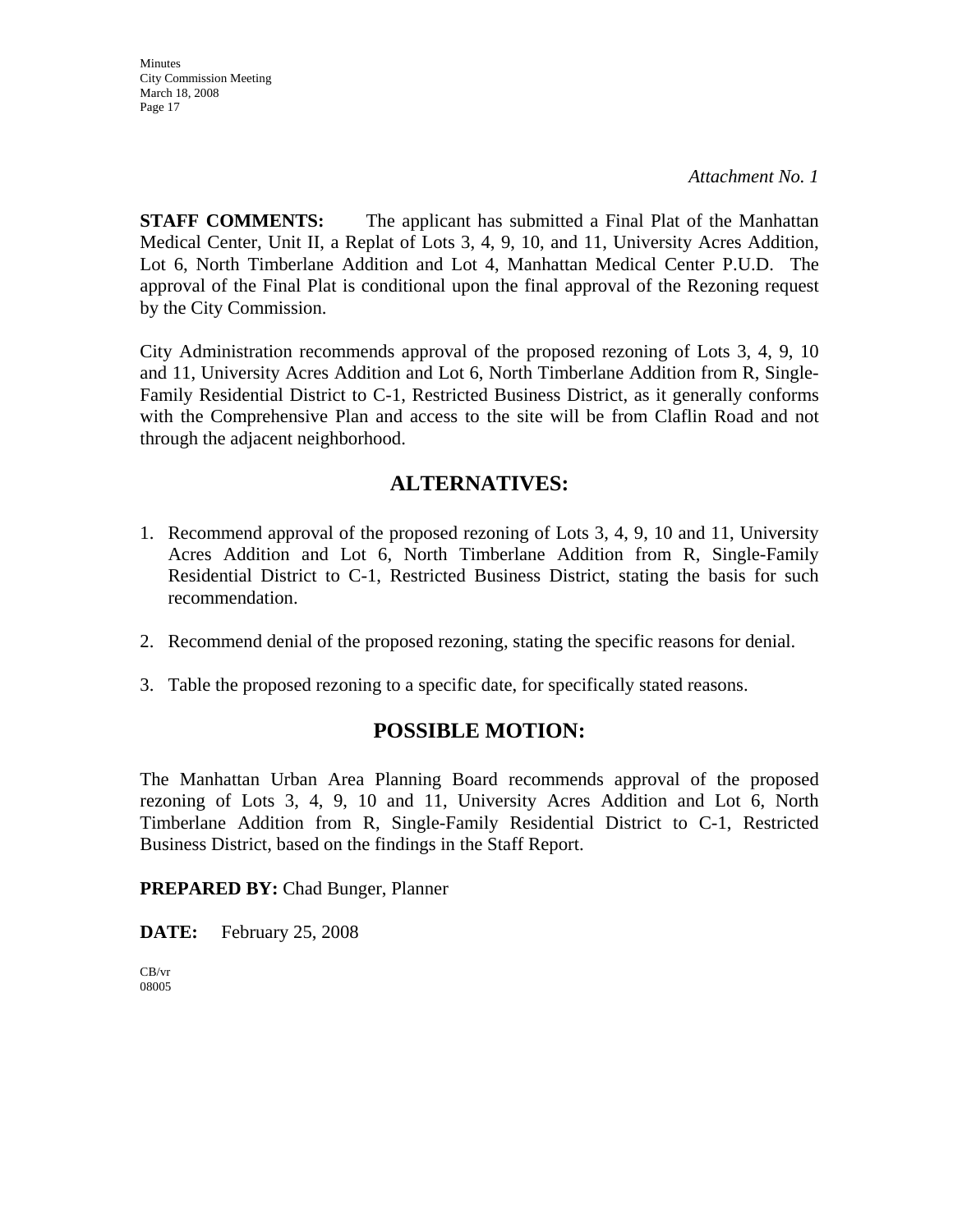*Attachment No. 1*

**STAFF COMMENTS:** The applicant has submitted a Final Plat of the Manhattan Medical Center, Unit II, a Replat of Lots 3, 4, 9, 10, and 11, University Acres Addition, Lot 6, North Timberlane Addition and Lot 4, Manhattan Medical Center P.U.D. The approval of the Final Plat is conditional upon the final approval of the Rezoning request by the City Commission.

City Administration recommends approval of the proposed rezoning of Lots 3, 4, 9, 10 and 11, University Acres Addition and Lot 6, North Timberlane Addition from R, Single-Family Residential District to C-1, Restricted Business District, as it generally conforms with the Comprehensive Plan and access to the site will be from Claflin Road and not through the adjacent neighborhood.

## ALTERNATIVES:

1. Recommend approval of the proposed rezoning of Lots 3, 4, 9, 10 and 11, University Acres Addition and Lot 6, North Timberlane Addition from R, Single-Family Residential District to C-1, Restricted Business District, stating the basis for such recommendation.

2. Recommend denial of the proposed rezoning, stating the specific reasons for denial.

3. Table the proposed rezoning to a specific date, for specifically stated reasons.

## POSSIBLE MOTION:

The Manhattan Urban Area Planning Board recommends approval of the proposed rezoning of Lots 3, 4, 9, 10 and 11, University Acres Addition and Lot 6, North Timberlane Addition from R, Single-Family Residential District to C-1, Restricted Business District, based on the findings in the Staff Report.

**PREPARED BY:** Chad Bunger, Planner

**DATE:** February 25, 2008

CB/vr
08005